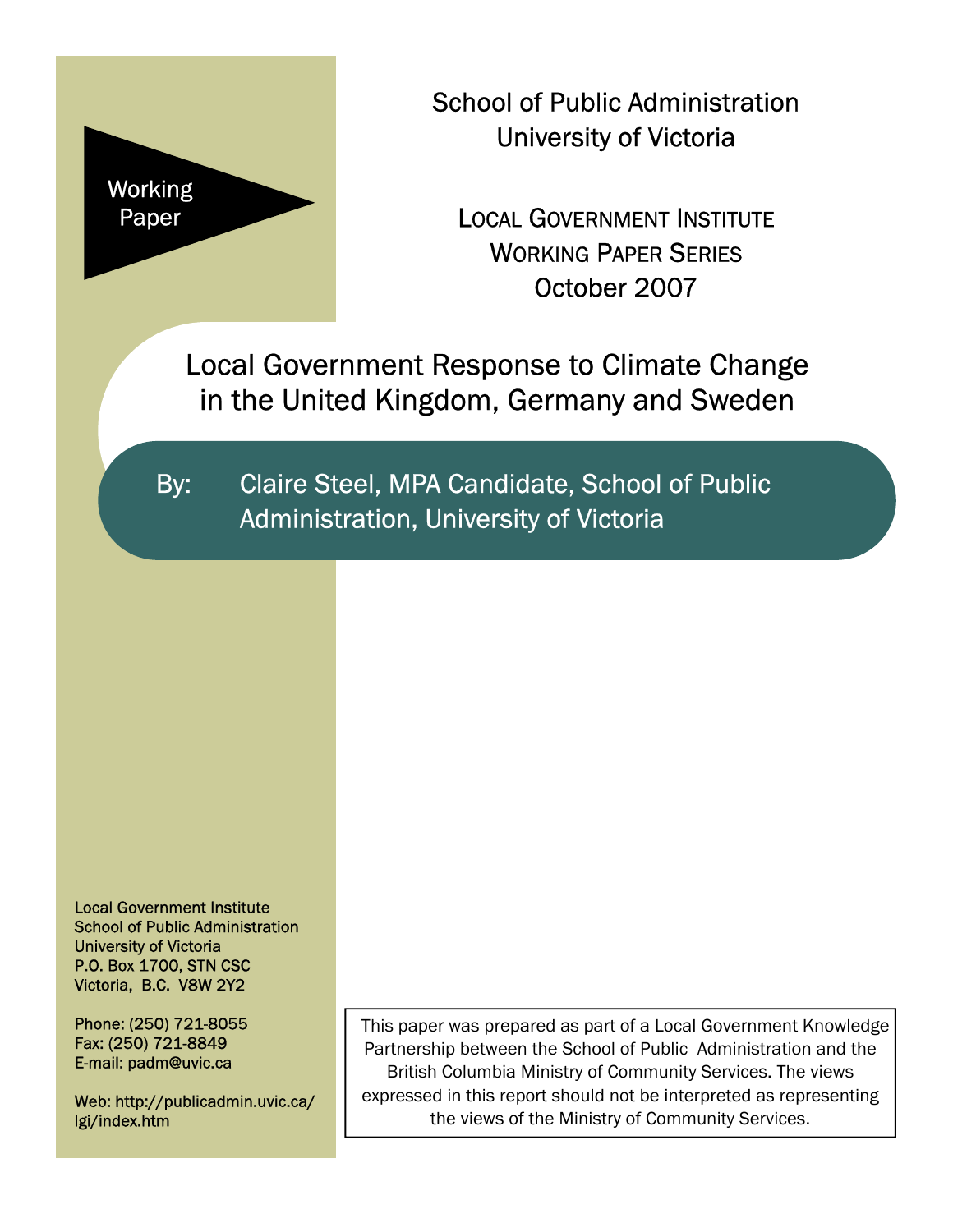Working Paper

School of Public Administration
University of Victoria

LOCAL GOVERNMENT INSTITUTE
WORKING PAPER SERIES
October 2007

# Local Government Response to Climate Change in the United Kingdom, Germany and Sweden

By: Claire Steel, MPA Candidate, School of Public Administration, University of Victoria

Local Government Institute
School of Public Administration
University of Victoria
P.O. Box 1700, STN CSC
Victoria, B.C. V8W 2Y2

Phone: (250) 721-8055
Fax: (250) 721-8849
E-mail: padm@uvic.ca

Web: http://publicadmin.uvic.ca/lgi/index.htm

This paper was prepared as part of a Local Government Knowledge Partnership between the School of Public Administration and the British Columbia Ministry of Community Services. The views expressed in this report should not be interpreted as representing the views of the Ministry of Community Services.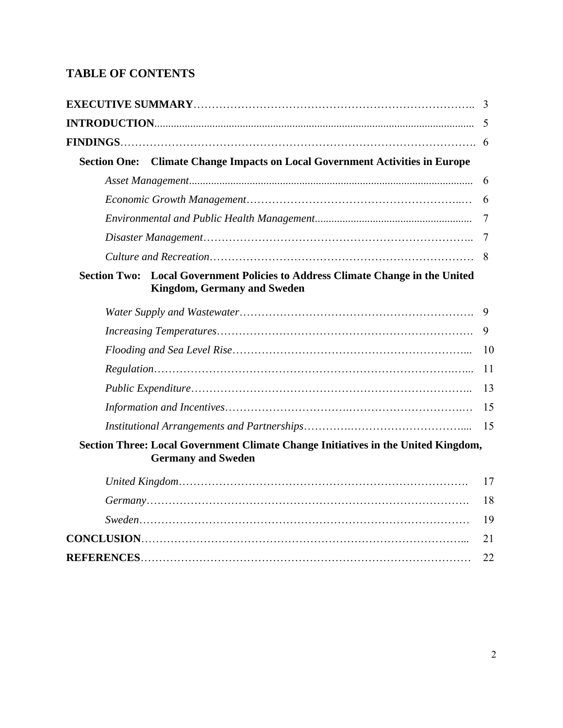## TABLE OF CONTENTS

| | |
|---|---|
| **EXECUTIVE SUMMARY** | 3 |
| **INTRODUCTION** | 5 |
| **FINDINGS** | 6 |
| **Section One: Climate Change Impacts on Local Government Activities in Europe** | |
| *Asset Management* | 6 |
| *Economic Growth Management* | 6 |
| *Environmental and Public Health Management* | 7 |
| *Disaster Management* | 7 |
| *Culture and Recreation* | 8 |
| **Section Two: Local Government Policies to Address Climate Change in the United Kingdom, Germany and Sweden** | |
| *Water Supply and Wastewater* | 9 |
| *Increasing Temperatures* | 9 |
| *Flooding and Sea Level Rise* | 10 |
| *Regulation* | 11 |
| *Public Expenditure* | 13 |
| *Information and Incentives* | 15 |
| *Institutional Arrangements and Partnerships* | 15 |
| **Section Three: Local Government Climate Change Initiatives in the United Kingdom, Germany and Sweden** | |
| *United Kingdom* | 17 |
| *Germany* | 18 |
| *Sweden* | 19 |
| **CONCLUSION** | 21 |
| **REFERENCES** | 22 |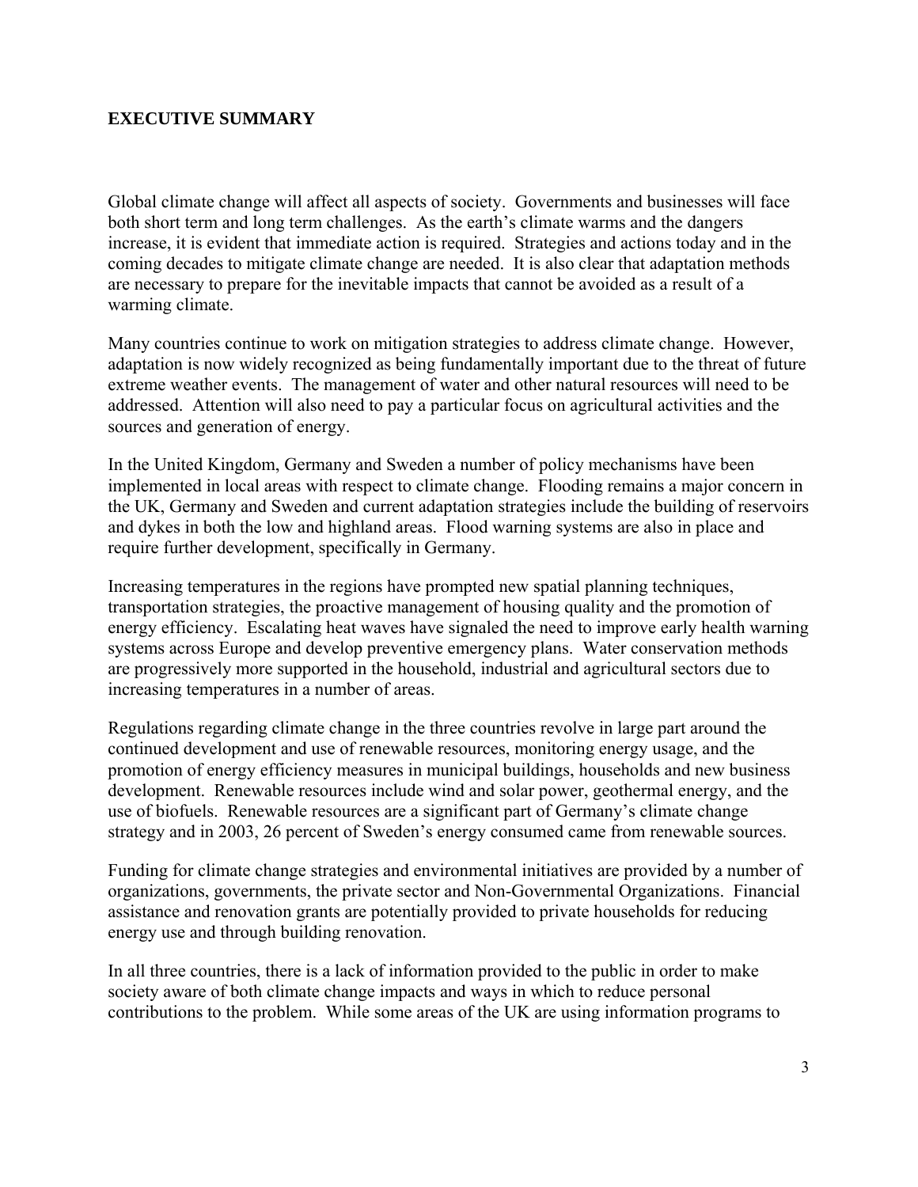## EXECUTIVE SUMMARY

Global climate change will affect all aspects of society. Governments and businesses will face both short term and long term challenges. As the earth's climate warms and the dangers increase, it is evident that immediate action is required. Strategies and actions today and in the coming decades to mitigate climate change are needed. It is also clear that adaptation methods are necessary to prepare for the inevitable impacts that cannot be avoided as a result of a warming climate.

Many countries continue to work on mitigation strategies to address climate change. However, adaptation is now widely recognized as being fundamentally important due to the threat of future extreme weather events. The management of water and other natural resources will need to be addressed. Attention will also need to pay a particular focus on agricultural activities and the sources and generation of energy.

In the United Kingdom, Germany and Sweden a number of policy mechanisms have been implemented in local areas with respect to climate change. Flooding remains a major concern in the UK, Germany and Sweden and current adaptation strategies include the building of reservoirs and dykes in both the low and highland areas. Flood warning systems are also in place and require further development, specifically in Germany.

Increasing temperatures in the regions have prompted new spatial planning techniques, transportation strategies, the proactive management of housing quality and the promotion of energy efficiency. Escalating heat waves have signaled the need to improve early health warning systems across Europe and develop preventive emergency plans. Water conservation methods are progressively more supported in the household, industrial and agricultural sectors due to increasing temperatures in a number of areas.

Regulations regarding climate change in the three countries revolve in large part around the continued development and use of renewable resources, monitoring energy usage, and the promotion of energy efficiency measures in municipal buildings, households and new business development. Renewable resources include wind and solar power, geothermal energy, and the use of biofuels. Renewable resources are a significant part of Germany's climate change strategy and in 2003, 26 percent of Sweden's energy consumed came from renewable sources.

Funding for climate change strategies and environmental initiatives are provided by a number of organizations, governments, the private sector and Non-Governmental Organizations. Financial assistance and renovation grants are potentially provided to private households for reducing energy use and through building renovation.

In all three countries, there is a lack of information provided to the public in order to make society aware of both climate change impacts and ways in which to reduce personal contributions to the problem. While some areas of the UK are using information programs to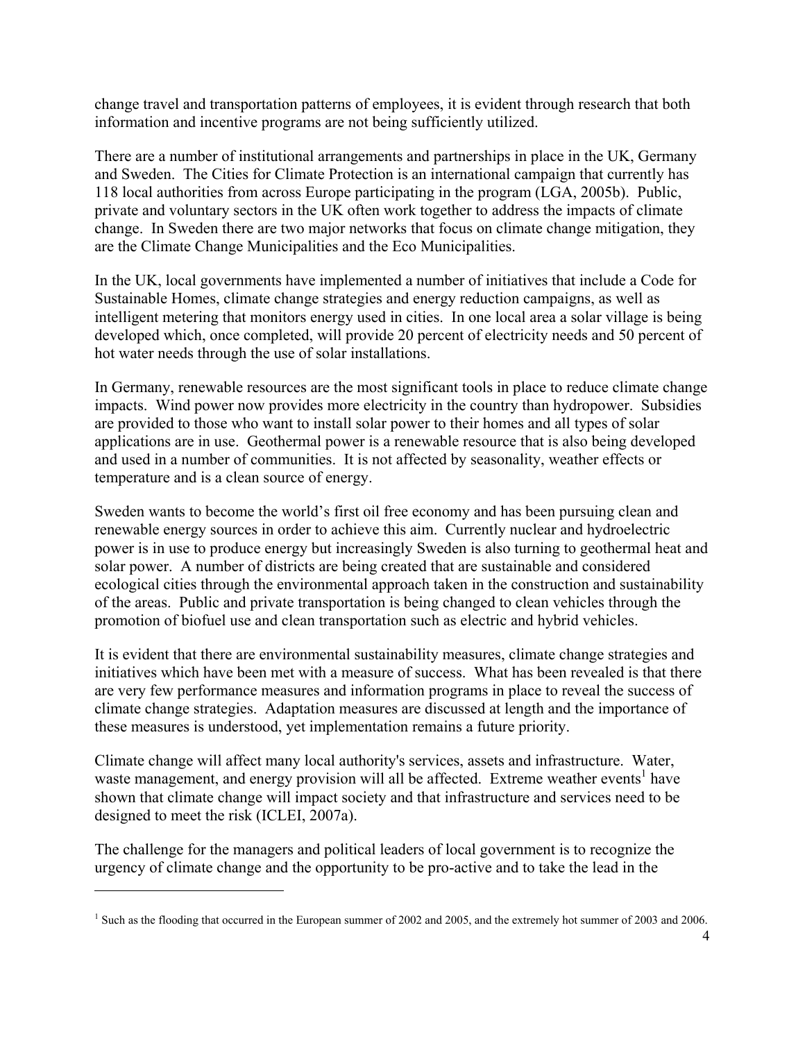change travel and transportation patterns of employees, it is evident through research that both information and incentive programs are not being sufficiently utilized.

There are a number of institutional arrangements and partnerships in place in the UK, Germany and Sweden. The Cities for Climate Protection is an international campaign that currently has 118 local authorities from across Europe participating in the program (LGA, 2005b). Public, private and voluntary sectors in the UK often work together to address the impacts of climate change. In Sweden there are two major networks that focus on climate change mitigation, they are the Climate Change Municipalities and the Eco Municipalities.

In the UK, local governments have implemented a number of initiatives that include a Code for Sustainable Homes, climate change strategies and energy reduction campaigns, as well as intelligent metering that monitors energy used in cities. In one local area a solar village is being developed which, once completed, will provide 20 percent of electricity needs and 50 percent of hot water needs through the use of solar installations.

In Germany, renewable resources are the most significant tools in place to reduce climate change impacts. Wind power now provides more electricity in the country than hydropower. Subsidies are provided to those who want to install solar power to their homes and all types of solar applications are in use. Geothermal power is a renewable resource that is also being developed and used in a number of communities. It is not affected by seasonality, weather effects or temperature and is a clean source of energy.

Sweden wants to become the world's first oil free economy and has been pursuing clean and renewable energy sources in order to achieve this aim. Currently nuclear and hydroelectric power is in use to produce energy but increasingly Sweden is also turning to geothermal heat and solar power. A number of districts are being created that are sustainable and considered ecological cities through the environmental approach taken in the construction and sustainability of the areas. Public and private transportation is being changed to clean vehicles through the promotion of biofuel use and clean transportation such as electric and hybrid vehicles.

It is evident that there are environmental sustainability measures, climate change strategies and initiatives which have been met with a measure of success. What has been revealed is that there are very few performance measures and information programs in place to reveal the success of climate change strategies. Adaptation measures are discussed at length and the importance of these measures is understood, yet implementation remains a future priority.

Climate change will affect many local authority's services, assets and infrastructure. Water, waste management, and energy provision will all be affected. Extreme weather events[1] have shown that climate change will impact society and that infrastructure and services need to be designed to meet the risk (ICLEI, 2007a).

The challenge for the managers and political leaders of local government is to recognize the urgency of climate change and the opportunity to be pro-active and to take the lead in the

---

[1] Such as the flooding that occurred in the European summer of 2002 and 2005, and the extremely hot summer of 2003 and 2006.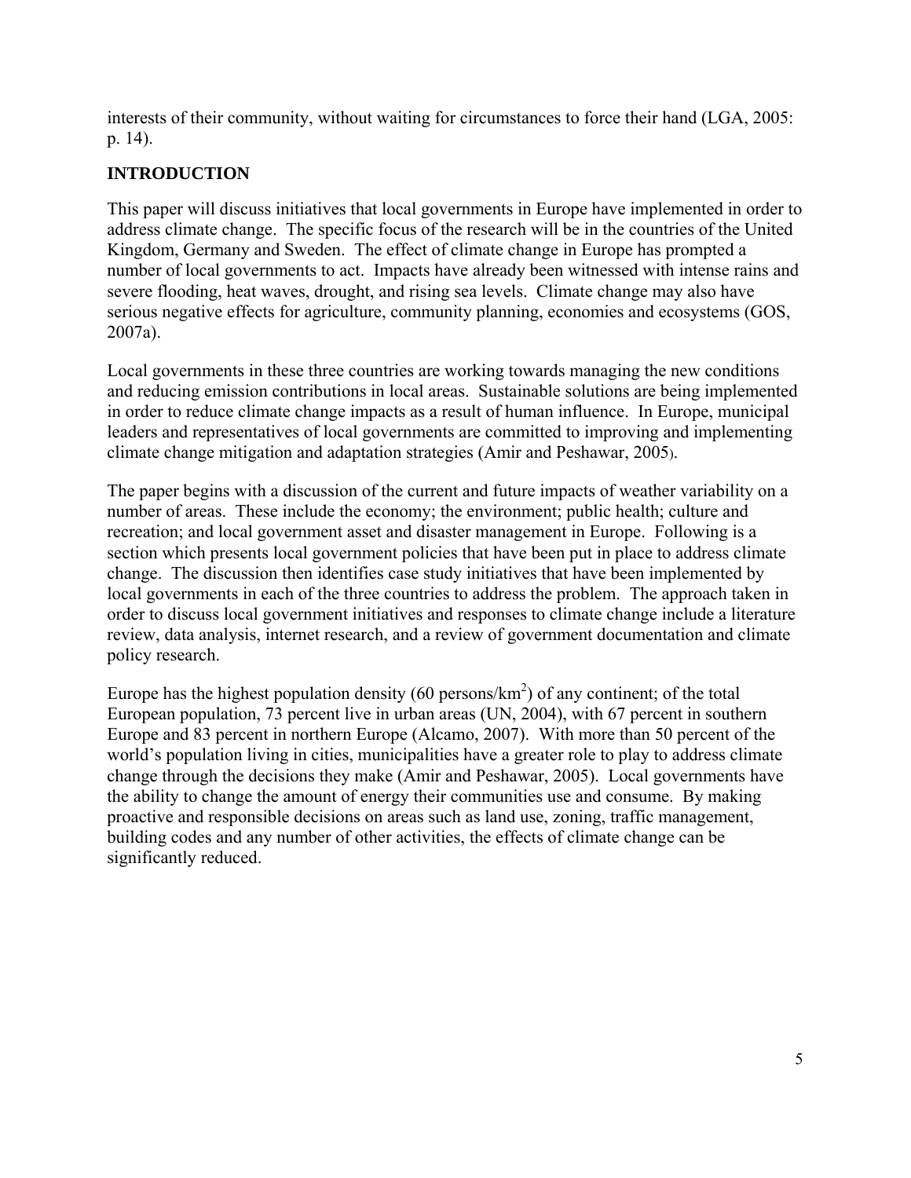interests of their community, without waiting for circumstances to force their hand (LGA, 2005: p. 14).

## INTRODUCTION

This paper will discuss initiatives that local governments in Europe have implemented in order to address climate change. The specific focus of the research will be in the countries of the United Kingdom, Germany and Sweden. The effect of climate change in Europe has prompted a number of local governments to act. Impacts have already been witnessed with intense rains and severe flooding, heat waves, drought, and rising sea levels. Climate change may also have serious negative effects for agriculture, community planning, economies and ecosystems (GOS, 2007a).

Local governments in these three countries are working towards managing the new conditions and reducing emission contributions in local areas. Sustainable solutions are being implemented in order to reduce climate change impacts as a result of human influence. In Europe, municipal leaders and representatives of local governments are committed to improving and implementing climate change mitigation and adaptation strategies (Amir and Peshawar, 2005).

The paper begins with a discussion of the current and future impacts of weather variability on a number of areas. These include the economy; the environment; public health; culture and recreation; and local government asset and disaster management in Europe. Following is a section which presents local government policies that have been put in place to address climate change. The discussion then identifies case study initiatives that have been implemented by local governments in each of the three countries to address the problem. The approach taken in order to discuss local government initiatives and responses to climate change include a literature review, data analysis, internet research, and a review of government documentation and climate policy research.

Europe has the highest population density (60 persons/km$^2$) of any continent; of the total European population, 73 percent live in urban areas (UN, 2004), with 67 percent in southern Europe and 83 percent in northern Europe (Alcamo, 2007). With more than 50 percent of the world's population living in cities, municipalities have a greater role to play to address climate change through the decisions they make (Amir and Peshawar, 2005). Local governments have the ability to change the amount of energy their communities use and consume. By making proactive and responsible decisions on areas such as land use, zoning, traffic management, building codes and any number of other activities, the effects of climate change can be significantly reduced.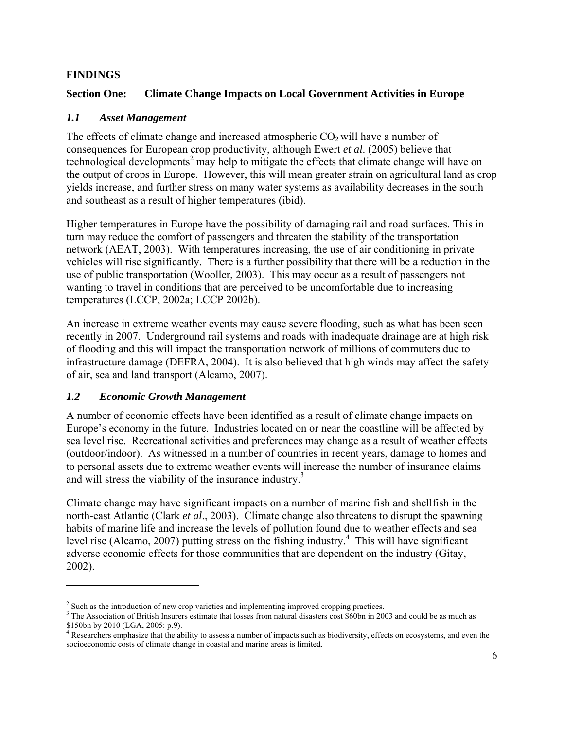## FINDINGS

## Section One: Climate Change Impacts on Local Government Activities in Europe

### *1.1 Asset Management*

The effects of climate change and increased atmospheric $CO_2$ will have a number of consequences for European crop productivity, although Ewert *et al*. (2005) believe that technological developments[2] may help to mitigate the effects that climate change will have on the output of crops in Europe. However, this will mean greater strain on agricultural land as crop yields increase, and further stress on many water systems as availability decreases in the south and southeast as a result of higher temperatures (ibid).

Higher temperatures in Europe have the possibility of damaging rail and road surfaces. This in turn may reduce the comfort of passengers and threaten the stability of the transportation network (AEAT, 2003). With temperatures increasing, the use of air conditioning in private vehicles will rise significantly. There is a further possibility that there will be a reduction in the use of public transportation (Wooller, 2003). This may occur as a result of passengers not wanting to travel in conditions that are perceived to be uncomfortable due to increasing temperatures (LCCP, 2002a; LCCP 2002b).

An increase in extreme weather events may cause severe flooding, such as what has been seen recently in 2007. Underground rail systems and roads with inadequate drainage are at high risk of flooding and this will impact the transportation network of millions of commuters due to infrastructure damage (DEFRA, 2004). It is also believed that high winds may affect the safety of air, sea and land transport (Alcamo, 2007).

### *1.2 Economic Growth Management*

A number of economic effects have been identified as a result of climate change impacts on Europe's economy in the future. Industries located on or near the coastline will be affected by sea level rise. Recreational activities and preferences may change as a result of weather effects (outdoor/indoor). As witnessed in a number of countries in recent years, damage to homes and to personal assets due to extreme weather events will increase the number of insurance claims and will stress the viability of the insurance industry.[3]

Climate change may have significant impacts on a number of marine fish and shellfish in the north-east Atlantic (Clark *et al*., 2003). Climate change also threatens to disrupt the spawning habits of marine life and increase the levels of pollution found due to weather effects and sea level rise (Alcamo, 2007) putting stress on the fishing industry.[4] This will have significant adverse economic effects for those communities that are dependent on the industry (Gitay, 2002).

---

[2] Such as the introduction of new crop varieties and implementing improved cropping practices.

[3] The Association of British Insurers estimate that losses from natural disasters cost $60bn in 2003 and could be as much as $150bn by 2010 (LGA, 2005: p.9).

[4] Researchers emphasize that the ability to assess a number of impacts such as biodiversity, effects on ecosystems, and even the socioeconomic costs of climate change in coastal and marine areas is limited.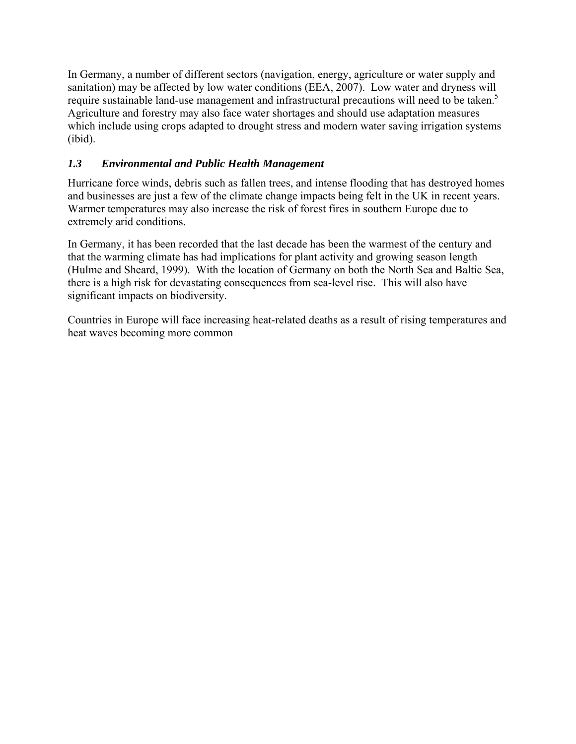In Germany, a number of different sectors (navigation, energy, agriculture or water supply and sanitation) may be affected by low water conditions (EEA, 2007). Low water and dryness will require sustainable land-use management and infrastructural precautions will need to be taken.[5] Agriculture and forestry may also face water shortages and should use adaptation measures which include using crops adapted to drought stress and modern water saving irrigation systems (ibid).

### *1.3 Environmental and Public Health Management*

Hurricane force winds, debris such as fallen trees, and intense flooding that has destroyed homes and businesses are just a few of the climate change impacts being felt in the UK in recent years. Warmer temperatures may also increase the risk of forest fires in southern Europe due to extremely arid conditions.

In Germany, it has been recorded that the last decade has been the warmest of the century and that the warming climate has had implications for plant activity and growing season length (Hulme and Sheard, 1999). With the location of Germany on both the North Sea and Baltic Sea, there is a high risk for devastating consequences from sea-level rise. This will also have significant impacts on biodiversity.

Countries in Europe will face increasing heat-related deaths as a result of rising temperatures and heat waves becoming more common